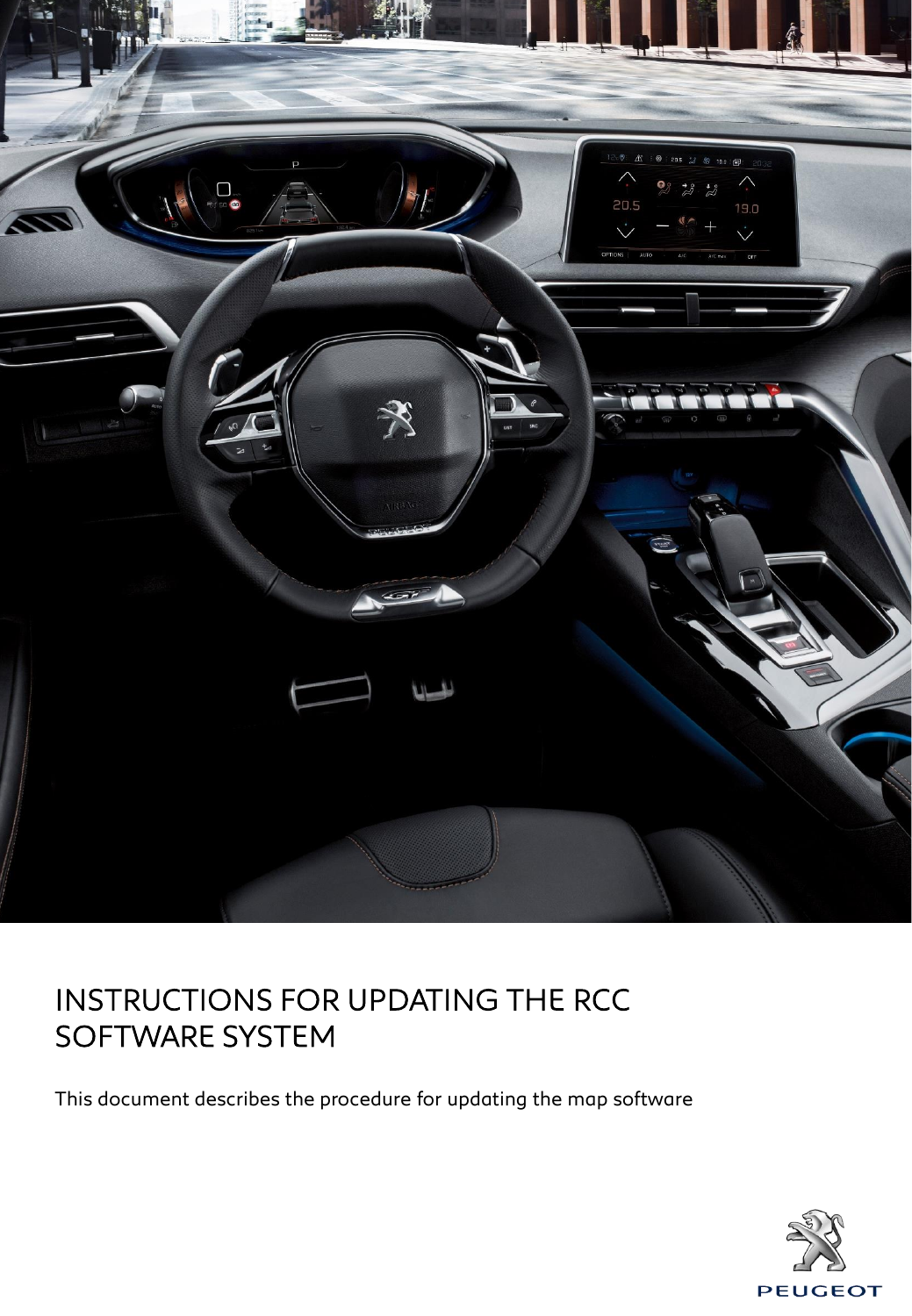# INSTRUCTIONS FOR UPDATING THE RCC SOFTWARE SYSTEM

This document describes the procedure for updating the map software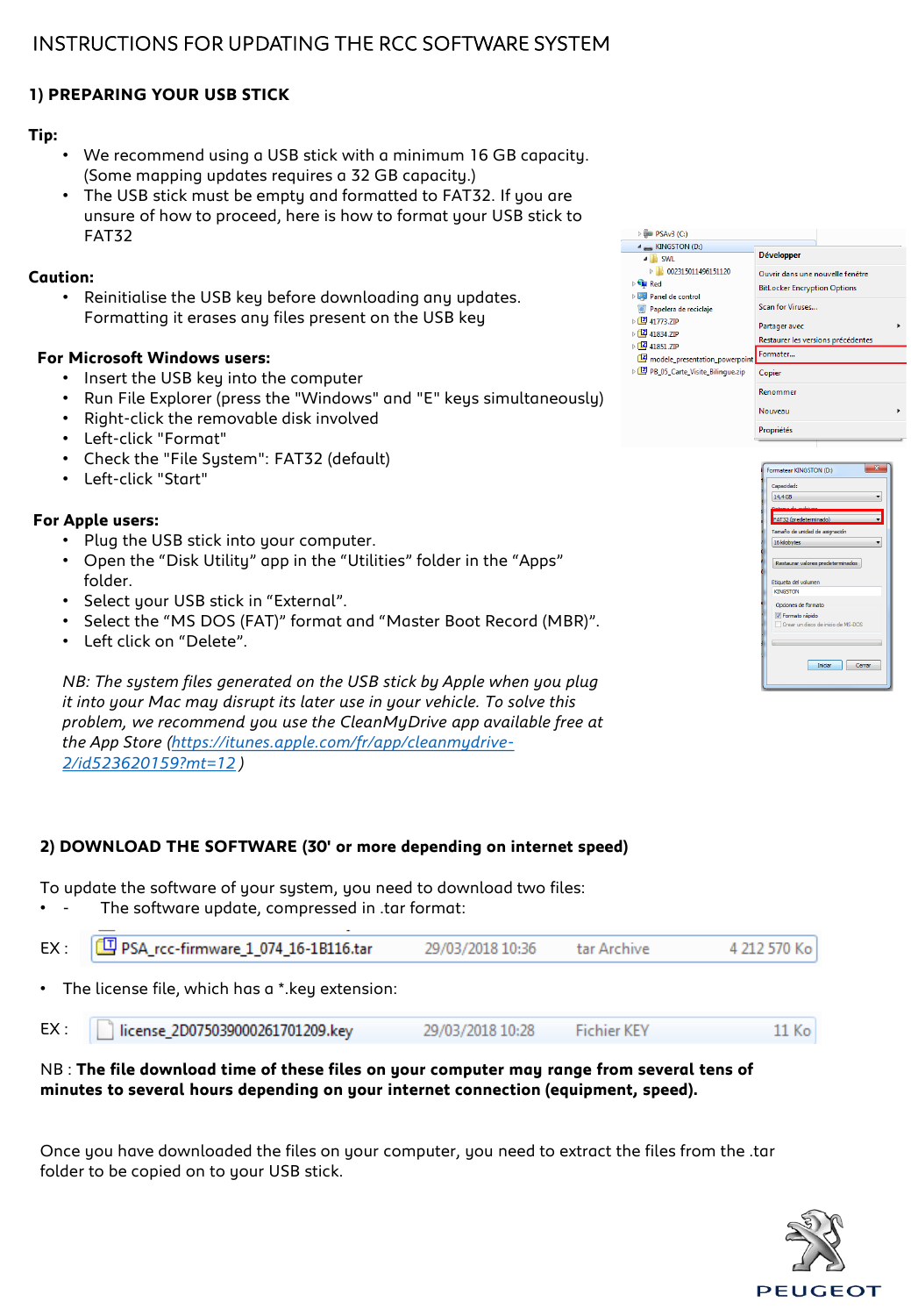# INSTRUCTIONS FOR UPDATING THE RCC SOFTWARE SYSTEM

## 1) PREPARING YOUR USB STICK

**Tip:**

- We recommend using a USB stick with a minimum 16 GB capacity. (Some mapping updates requires a 32 GB capacity.)
- The USB stick must be empty and formatted to FAT32. If you are unsure of how to proceed, here is how to format your USB stick to FAT32

**Caution:**

- Reinitialise the USB key before downloading any updates. Formatting it erases any files present on the USB key

**For Microsoft Windows users:**

- Insert the USB key into the computer
- Run File Explorer (press the "Windows" and "E" keys simultaneously)
- Right-click the removable disk involved
- Left-click "Format"
- Check the "File System": FAT32 (default)
- Left-click "Start"

**For Apple users:**

- Plug the USB stick into your computer.
- Open the “Disk Utility” app in the “Utilities” folder in the “Apps” folder.
- Select your USB stick in “External”.
- Select the “MS DOS (FAT)” format and “Master Boot Record (MBR)”.
- Left click on “Delete”.

*NB: The system files generated on the USB stick by Apple when you plug it into your Mac may disrupt its later use in your vehicle. To solve this problem, we recommend you use the CleanMyDrive app available free at the App Store ([https://itunes.apple.com/fr/app/cleanmydrive-2/id523620159?mt=12](https://itunes.apple.com/fr/app/cleanmydrive-2/id523620159?mt=12) )*

## 2) DOWNLOAD THE SOFTWARE (30' or more depending on internet speed)

To update the software of your system, you need to download two files:

- \- The software update, compressed in .tar format:

EX : PSA_rcc-firmware_1_074_16-1B116.tar 29/03/2018 10:36 tar Archive 4 212 570 Ko

- The license file, which has a *.key extension:

EX : license_2D075039000261701209.key 29/03/2018 10:28 Fichier KEY 11 Ko

NB : **The file download time of these files on your computer may range from several tens of minutes to several hours depending on your internet connection (equipment, speed).**

Once you have downloaded the files on your computer, you need to extract the files from the .tar folder to be copied on to your USB stick.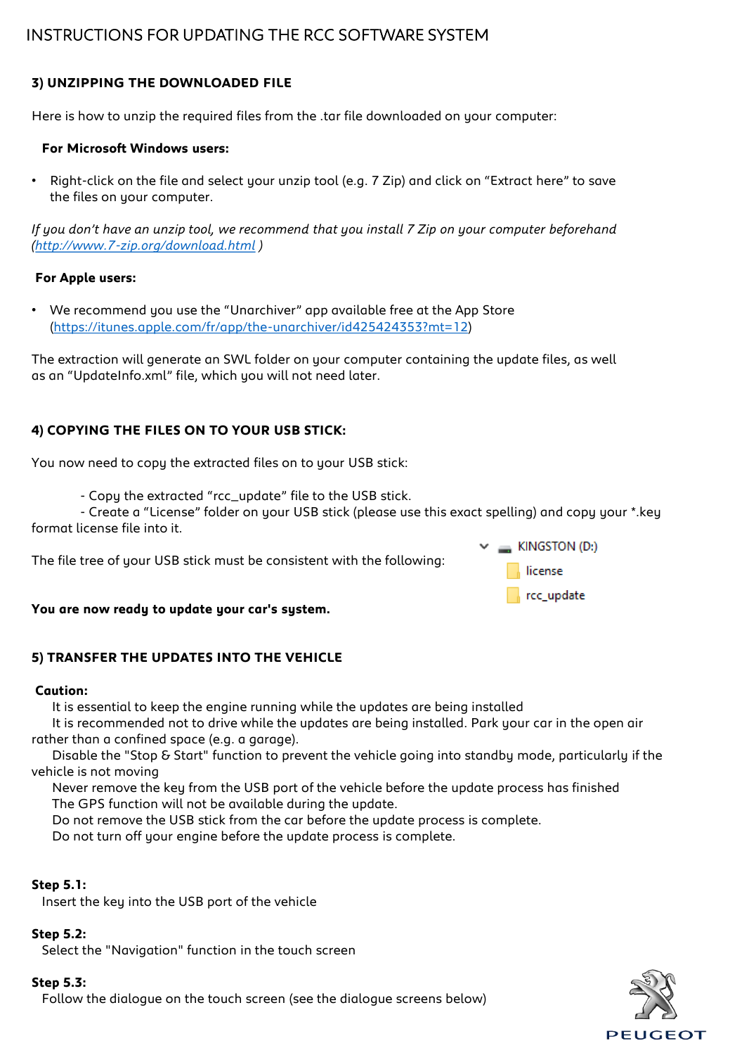# INSTRUCTIONS FOR UPDATING THE RCC SOFTWARE SYSTEM

## 3) UNZIPPING THE DOWNLOADED FILE

Here is how to unzip the required files from the .tar file downloaded on your computer:

**For Microsoft Windows users:**

- Right-click on the file and select your unzip tool (e.g. 7 Zip) and click on "Extract here" to save the files on your computer.

*If you don't have an unzip tool, we recommend that you install 7 Zip on your computer beforehand (http://www.7-zip.org/download.html )*

**For Apple users:**

- We recommend you use the "Unarchiver" app available free at the App Store (https://itunes.apple.com/fr/app/the-unarchiver/id425424353?mt=12)

The extraction will generate an SWL folder on your computer containing the update files, as well as an "UpdateInfo.xml" file, which you will not need later.

## 4) COPYING THE FILES ON TO YOUR USB STICK:

You now need to copy the extracted files on to your USB stick:

- Copy the extracted "rcc_update" file to the USB stick.
- Create a "License" folder on your USB stick (please use this exact spelling) and copy your *.key format license file into it.

The file tree of your USB stick must be consistent with the following:

```
KINGSTON (D:)
    license
    rcc_update
```

**You are now ready to update your car's system.**

## 5) TRANSFER THE UPDATES INTO THE VEHICLE

**Caution:**

It is essential to keep the engine running while the updates are being installed
It is recommended not to drive while the updates are being installed. Park your car in the open air rather than a confined space (e.g. a garage).
Disable the "Stop & Start" function to prevent the vehicle going into standby mode, particularly if the vehicle is not moving
Never remove the key from the USB port of the vehicle before the update process has finished
The GPS function will not be available during the update.
Do not remove the USB stick from the car before the update process is complete.
Do not turn off your engine before the update process is complete.

**Step 5.1:**
Insert the key into the USB port of the vehicle

**Step 5.2:**
Select the "Navigation" function in the touch screen

**Step 5.3:**
Follow the dialogue on the touch screen (see the dialogue screens below)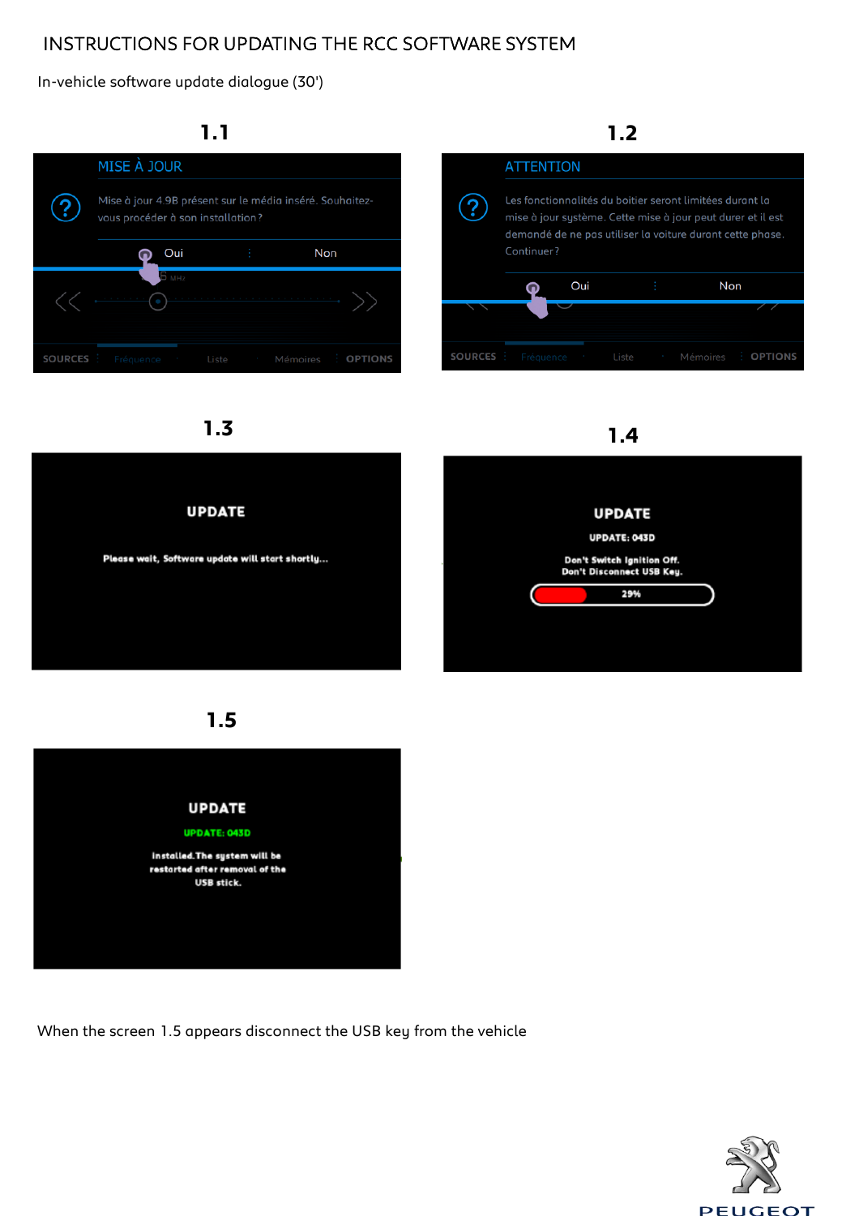# INSTRUCTIONS FOR UPDATING THE RCC SOFTWARE SYSTEM

In-vehicle software update dialogue (30')

## 1.1

MISE À JOUR

Mise à jour 4.9B présent sur le média inséré. Souhaitez-vous procéder à son installation ?

Oui | Non

SOURCES | Fréquence | Liste | Mémoires | OPTIONS

## 1.2

ATTENTION

Les fonctionnalités du boitier seront limitées durant la mise à jour système. Cette mise à jour peut durer et il est demandé de ne pas utiliser la voiture durant cette phase. Continuer ?

Oui | Non

SOURCES | Fréquence | Liste | Mémoires | OPTIONS

## 1.3

**UPDATE**

**Please wait, Software update will start shortly...**

## 1.4

**UPDATE**

**UPDATE: 043D**

**Don't Switch Ignition Off.**
**Don't Disconnect USB Key.**

**29%**

## 1.5

**UPDATE**

**UPDATE: 043D**

**Installed.The system will be restarted after removal of the USB stick.**

When the screen 1.5 appears disconnect the USB key from the vehicle

PEUGEOT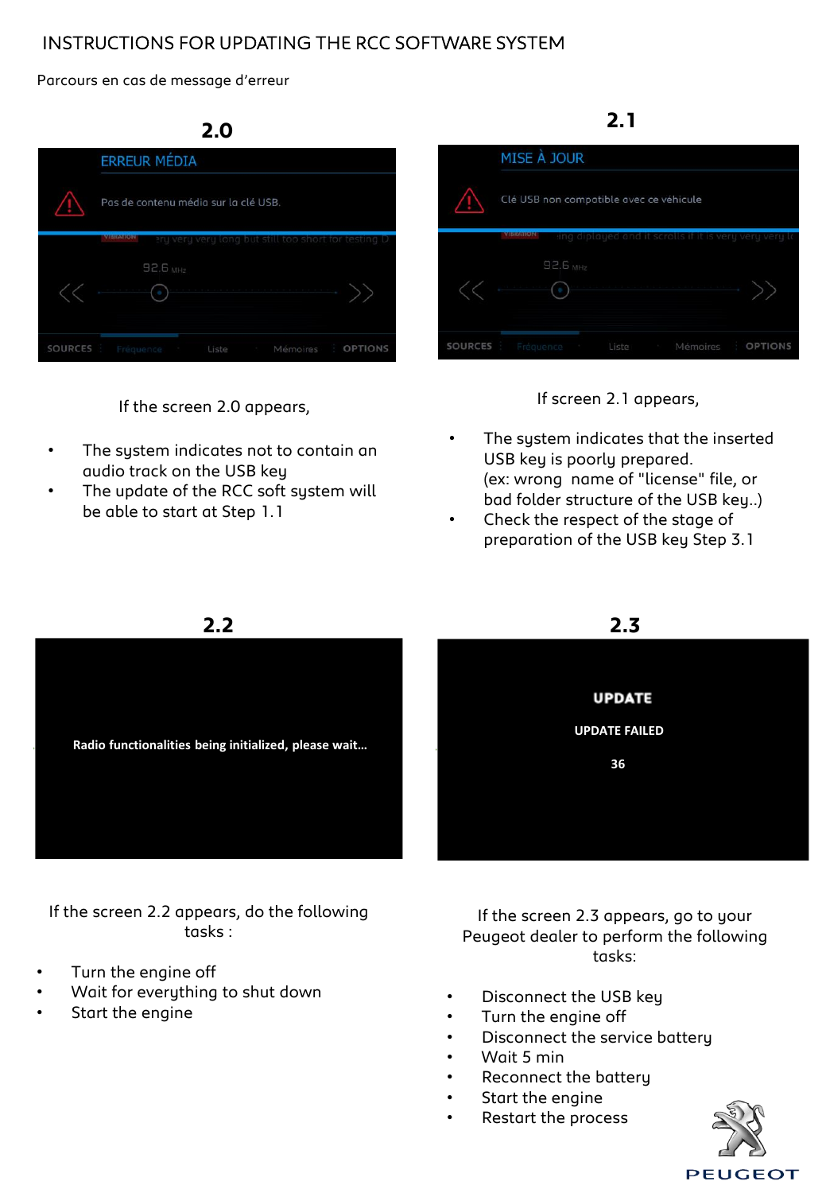# INSTRUCTIONS FOR UPDATING THE RCC SOFTWARE SYSTEM

Parcours en cas de message d'erreur

## 2.0

ERREUR MÉDIA

Pas de contenu média sur la clé USB.

If the screen 2.0 appears,

- The system indicates not to contain an audio track on the USB key
- The update of the RCC soft system will be able to start at Step 1.1

## 2.1

MISE À JOUR

Clé USB non compatible avec ce véhicule

If screen 2.1 appears,

- The system indicates that the inserted USB key is poorly prepared. (ex: wrong name of "license" file, or bad folder structure of the USB key..)
- Check the respect of the stage of preparation of the USB key Step 3.1

## 2.2

Radio functionalities being initialized, please wait...

If the screen 2.2 appears, do the following tasks :

- Turn the engine off
- Wait for everything to shut down
- Start the engine

## 2.3

UPDATE

UPDATE FAILED

36

If the screen 2.3 appears, go to your Peugeot dealer to perform the following tasks:

- Disconnect the USB key
- Turn the engine off
- Disconnect the service battery
- Wait 5 min
- Reconnect the battery
- Start the engine
- Restart the process

PEUGEOT